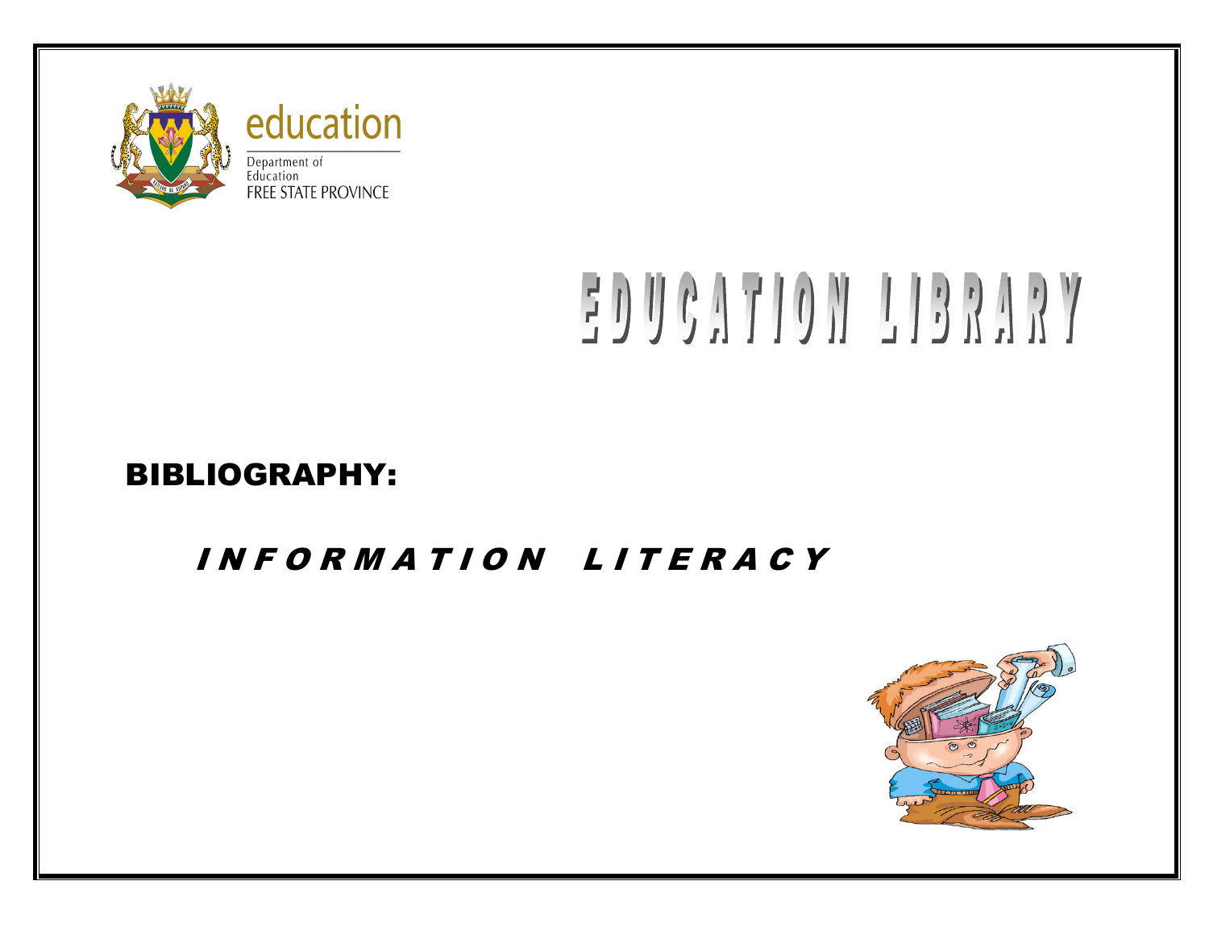education

Department of Education
FREE STATE PROVINCE

# EDUCATION LIBRARY

## BIBLIOGRAPHY:

### *INFORMATION LITERACY*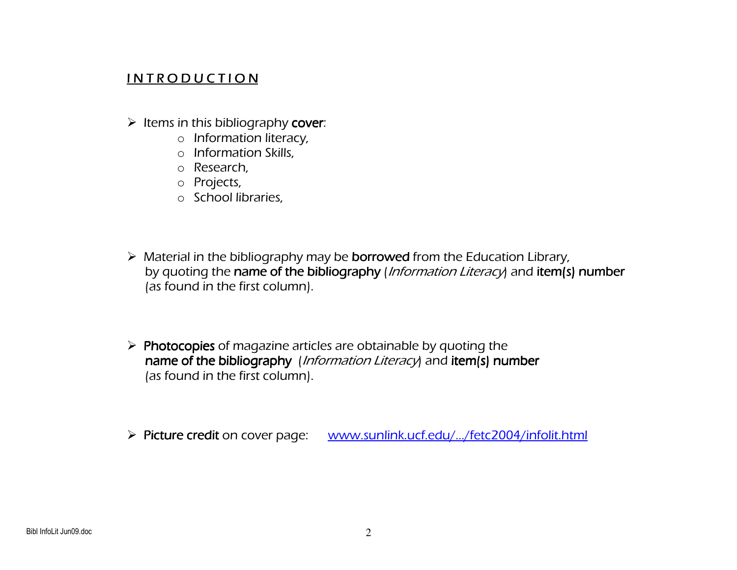## INTRODUCTION

- Items in this bibliography **cover**:
  - Information literacy,
  - Information Skills,
  - Research,
  - Projects,
  - School libraries,

- Material in the bibliography may be **borrowed** from the Education Library, by quoting the **name of the bibliography** (*Information Literacy*) and **item(s) number** (as found in the first column).

- **Photocopies** of magazine articles are obtainable by quoting the **name of the bibliography** (*Information Literacy*) and **item(s) number** (as found in the first column).

- **Picture credit** on cover page: [www.sunlink.ucf.edu/.../fetc2004/infolit.html](www.sunlink.ucf.edu/.../fetc2004/infolit.html)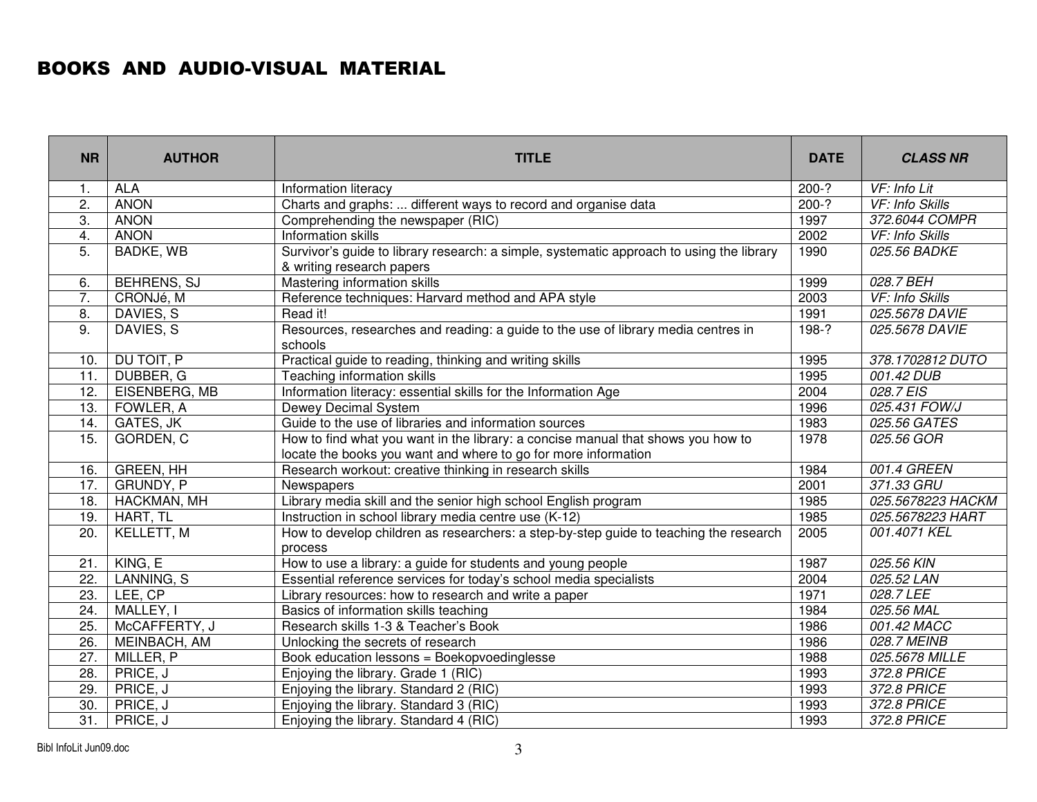# BOOKS AND AUDIO-VISUAL MATERIAL

| NR | AUTHOR | TITLE | DATE | *CLASS NR* |
|---|---|---|---|---|
| 1. | ALA | Information literacy | 200-? | *VF: Info Lit* |
| 2. | ANON | Charts and graphs: ... different ways to record and organise data | 200-? | *VF: Info Skills* |
| 3. | ANON | Comprehending the newspaper (RIC) | 1997 | *372.6044 COMPR* |
| 4. | ANON | Information skills | 2002 | *VF: Info Skills* |
| 5. | BADKE, WB | Survivor's guide to library research: a simple, systematic approach to using the library & writing research papers | 1990 | *025.56 BADKE* |
| 6. | BEHRENS, SJ | Mastering information skills | 1999 | *028.7 BEH* |
| 7. | CRONJé, M | Reference techniques: Harvard method and APA style | 2003 | *VF: Info Skills* |
| 8. | DAVIES, S | Read it! | 1991 | *025.5678 DAVIE* |
| 9. | DAVIES, S | Resources, researches and reading: a guide to the use of library media centres in schools | 198-? | *025.5678 DAVIE* |
| 10. | DU TOIT, P | Practical guide to reading, thinking and writing skills | 1995 | *378.1702812 DUTO* |
| 11. | DUBBER, G | Teaching information skills | 1995 | *001.42 DUB* |
| 12. | EISENBERG, MB | Information literacy: essential skills for the Information Age | 2004 | *028.7 EIS* |
| 13. | FOWLER, A | Dewey Decimal System | 1996 | *025.431 FOW/J* |
| 14. | GATES, JK | Guide to the use of libraries and information sources | 1983 | *025.56 GATES* |
| 15. | GORDEN, C | How to find what you want in the library: a concise manual that shows you how to locate the books you want and where to go for more information | 1978 | *025.56 GOR* |
| 16. | GREEN, HH | Research workout: creative thinking in research skills | 1984 | *001.4 GREEN* |
| 17. | GRUNDY, P | Newspapers | 2001 | *371.33 GRU* |
| 18. | HACKMAN, MH | Library media skill and the senior high school English program | 1985 | *025.5678223 HACKM* |
| 19. | HART, TL | Instruction in school library media centre use (K-12) | 1985 | *025.5678223 HART* |
| 20. | KELLETT, M | How to develop children as researchers: a step-by-step guide to teaching the research process | 2005 | *001.4071 KEL* |
| 21. | KING, E | How to use a library: a guide for students and young people | 1987 | *025.56 KIN* |
| 22. | LANNING, S | Essential reference services for today's school media specialists | 2004 | *025.52 LAN* |
| 23. | LEE, CP | Library resources: how to research and write a paper | 1971 | *028.7 LEE* |
| 24. | MALLEY, I | Basics of information skills teaching | 1984 | *025.56 MAL* |
| 25. | McCAFFERTY, J | Research skills 1-3 & Teacher's Book | 1986 | *001.42 MACC* |
| 26. | MEINBACH, AM | Unlocking the secrets of research | 1986 | *028.7 MEINB* |
| 27. | MILLER, P | Book education lessons = Boekopvoedinglesse | 1988 | *025.5678 MILLE* |
| 28. | PRICE, J | Enjoying the library. Grade 1 (RIC) | 1993 | *372.8 PRICE* |
| 29. | PRICE, J | Enjoying the library. Standard 2 (RIC) | 1993 | *372.8 PRICE* |
| 30. | PRICE, J | Enjoying the library. Standard 3 (RIC) | 1993 | *372.8 PRICE* |
| 31. | PRICE, J | Enjoying the library. Standard 4 (RIC) | 1993 | *372.8 PRICE* |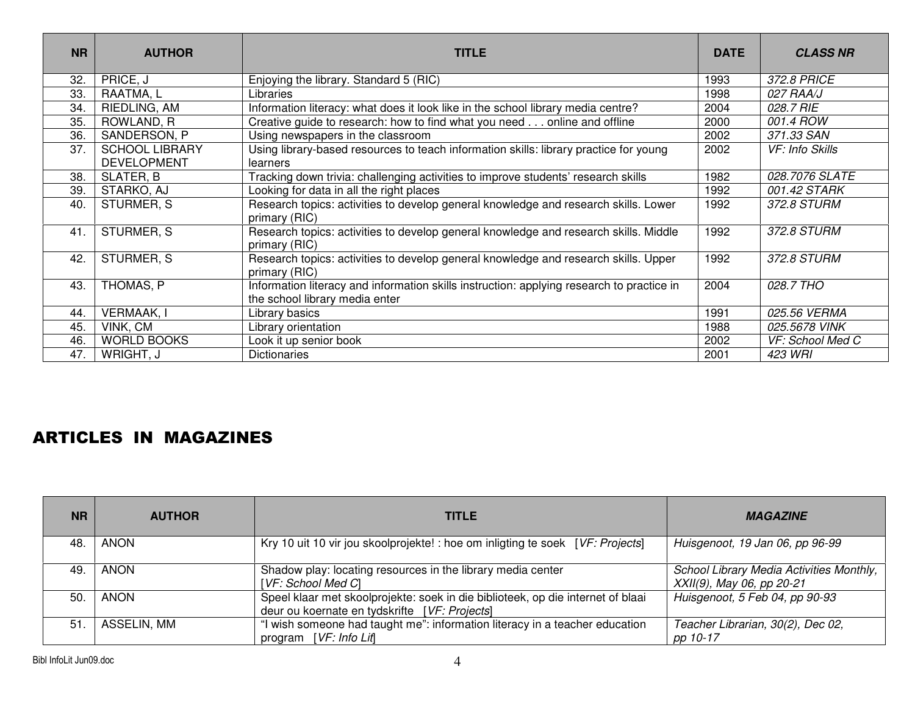| NR | AUTHOR | TITLE | DATE | *CLASS NR* |
|---|---|---|---|---|
| 32. | PRICE, J | Enjoying the library. Standard 5 (RIC) | 1993 | *372.8 PRICE* |
| 33. | RAATMA, L | Libraries | 1998 | *027 RAA/J* |
| 34. | RIEDLING, AM | Information literacy: what does it look like in the school library media centre? | 2004 | *028.7 RIE* |
| 35. | ROWLAND, R | Creative guide to research: how to find what you need . . . online and offline | 2000 | *001.4 ROW* |
| 36. | SANDERSON, P | Using newspapers in the classroom | 2002 | *371.33 SAN* |
| 37. | SCHOOL LIBRARY DEVELOPMENT | Using library-based resources to teach information skills: library practice for young learners | 2002 | *VF: Info Skills* |
| 38. | SLATER, B | Tracking down trivia: challenging activities to improve students' research skills | 1982 | *028.7076 SLATE* |
| 39. | STARKO, AJ | Looking for data in all the right places | 1992 | *001.42 STARK* |
| 40. | STURMER, S | Research topics: activities to develop general knowledge and research skills. Lower primary (RIC) | 1992 | *372.8 STURM* |
| 41. | STURMER, S | Research topics: activities to develop general knowledge and research skills. Middle primary (RIC) | 1992 | *372.8 STURM* |
| 42. | STURMER, S | Research topics: activities to develop general knowledge and research skills. Upper primary (RIC) | 1992 | *372.8 STURM* |
| 43. | THOMAS, P | Information literacy and information skills instruction: applying research to practice in the school library media enter | 2004 | *028.7 THO* |
| 44. | VERMAAK, I | Library basics | 1991 | *025.56 VERMA* |
| 45. | VINK, CM | Library orientation | 1988 | *025.5678 VINK* |
| 46. | WORLD BOOKS | Look it up senior book | 2002 | *VF: School Med C* |
| 47. | WRIGHT, J | Dictionaries | 2001 | *423 WRI* |

## ARTICLES IN MAGAZINES

| NR | AUTHOR | TITLE | *MAGAZINE* |
|---|---|---|---|
| 48. | ANON | Kry 10 uit 10 vir jou skoolprojekte! : hoe om inligting te soek [*VF: Projects*] | *Huisgenoot, 19 Jan 06, pp 96-99* |
| 49. | ANON | Shadow play: locating resources in the library media center [*VF: School Med C*] | *School Library Media Activities Monthly, XXII(9), May 06, pp 20-21* |
| 50. | ANON | Speel klaar met skoolprojekte: soek in die biblioteek, op die internet of blaai deur ou koerante en tydskrifte [*VF: Projects*] | *Huisgenoot, 5 Feb 04, pp 90-93* |
| 51. | ASSELIN, MM | "I wish someone had taught me": information literacy in a teacher education program [*VF: Info Lit*] | *Teacher Librarian, 30(2), Dec 02, pp 10-17* |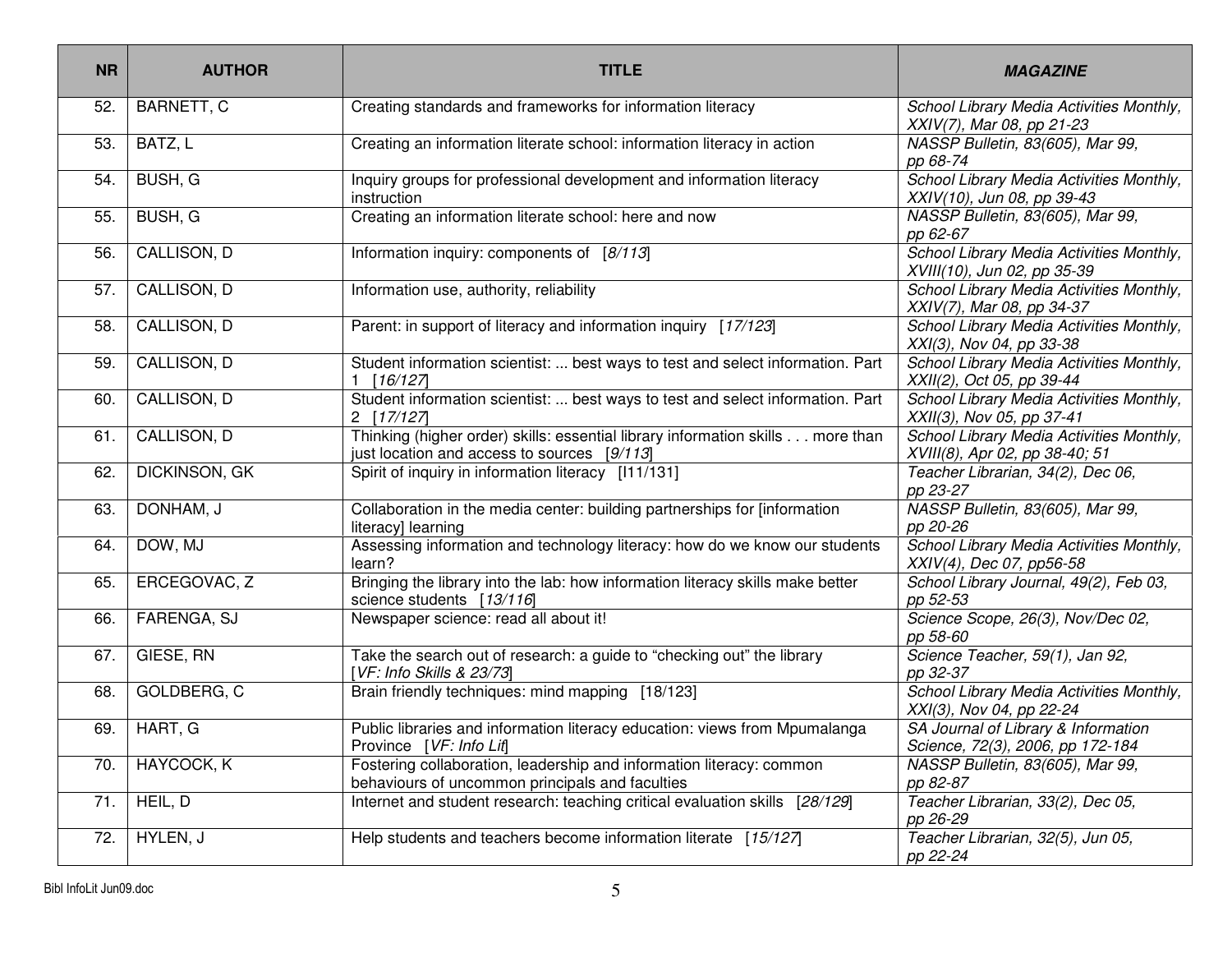| NR | AUTHOR | TITLE | *MAGAZINE* |
|---|---|---|---|
| 52. | BARNETT, C | Creating standards and frameworks for information literacy | *School Library Media Activities Monthly, XXIV(7), Mar 08, pp 21-23* |
| 53. | BATZ, L | Creating an information literate school: information literacy in action | *NASSP Bulletin, 83(605), Mar 99, pp 68-74* |
| 54. | BUSH, G | Inquiry groups for professional development and information literacy instruction | *School Library Media Activities Monthly, XXIV(10), Jun 08, pp 39-43* |
| 55. | BUSH, G | Creating an information literate school: here and now | *NASSP Bulletin, 83(605), Mar 99, pp 62-67* |
| 56. | CALLISON, D | Information inquiry: components of [*8/113*] | *School Library Media Activities Monthly, XVIII(10), Jun 02, pp 35-39* |
| 57. | CALLISON, D | Information use, authority, reliability | *School Library Media Activities Monthly, XXIV(7), Mar 08, pp 34-37* |
| 58. | CALLISON, D | Parent: in support of literacy and information inquiry [*17/123*] | *School Library Media Activities Monthly, XXI(3), Nov 04, pp 33-38* |
| 59. | CALLISON, D | Student information scientist: ... best ways to test and select information. Part 1 [*16/127*] | *School Library Media Activities Monthly, XXII(2), Oct 05, pp 39-44* |
| 60. | CALLISON, D | Student information scientist: ... best ways to test and select information. Part 2 [*17/127*] | *School Library Media Activities Monthly, XXII(3), Nov 05, pp 37-41* |
| 61. | CALLISON, D | Thinking (higher order) skills: essential library information skills . . . more than just location and access to sources [*9/113*] | *School Library Media Activities Monthly, XVIII(8), Apr 02, pp 38-40; 51* |
| 62. | DICKINSON, GK | Spirit of inquiry in information literacy [I11/131] | *Teacher Librarian, 34(2), Dec 06, pp 23-27* |
| 63. | DONHAM, J | Collaboration in the media center: building partnerships for [information literacy] learning | *NASSP Bulletin, 83(605), Mar 99, pp 20-26* |
| 64. | DOW, MJ | Assessing information and technology literacy: how do we know our students learn? | *School Library Media Activities Monthly, XXIV(4), Dec 07, pp56-58* |
| 65. | ERCEGOVAC, Z | Bringing the library into the lab: how information literacy skills make better science students [*13/116*] | *School Library Journal, 49(2), Feb 03, pp 52-53* |
| 66. | FARENGA, SJ | Newspaper science: read all about it! | *Science Scope, 26(3), Nov/Dec 02, pp 58-60* |
| 67. | GIESE, RN | Take the search out of research: a guide to "checking out" the library [*VF: Info Skills & 23/73*] | *Science Teacher, 59(1), Jan 92, pp 32-37* |
| 68. | GOLDBERG, C | Brain friendly techniques: mind mapping [18/123] | *School Library Media Activities Monthly, XXI(3), Nov 04, pp 22-24* |
| 69. | HART, G | Public libraries and information literacy education: views from Mpumalanga Province [*VF: Info Lit*] | *SA Journal of Library & Information Science, 72(3), 2006, pp 172-184* |
| 70. | HAYCOCK, K | Fostering collaboration, leadership and information literacy: common behaviours of uncommon principals and faculties | *NASSP Bulletin, 83(605), Mar 99, pp 82-87* |
| 71. | HEIL, D | Internet and student research: teaching critical evaluation skills [*28/129*] | *Teacher Librarian, 33(2), Dec 05, pp 26-29* |
| 72. | HYLEN, J | Help students and teachers become information literate [*15/127*] | *Teacher Librarian, 32(5), Jun 05, pp 22-24* |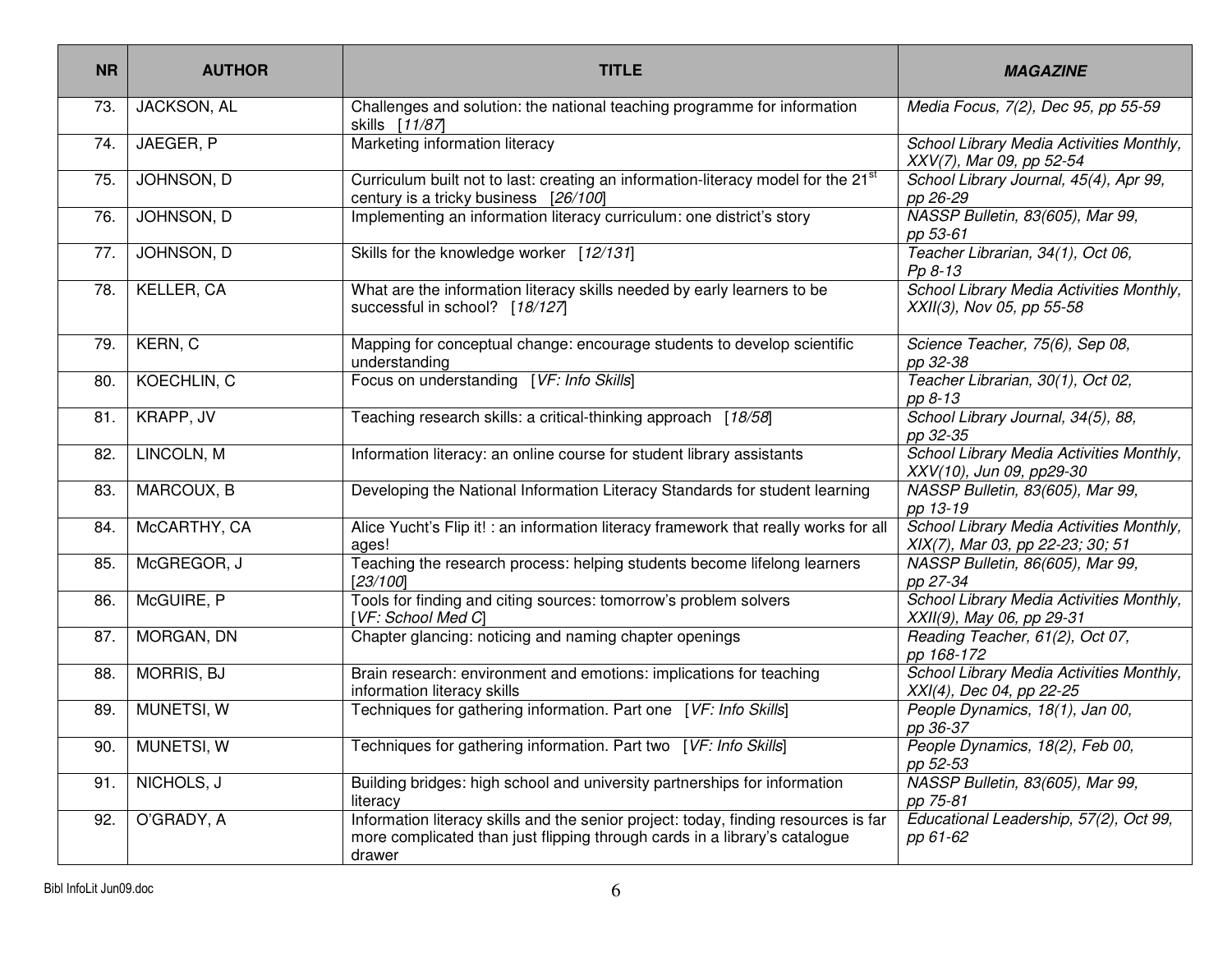| NR | AUTHOR | TITLE | *MAGAZINE* |
|---|---|---|---|
| 73. | JACKSON, AL | Challenges and solution: the national teaching programme for information skills [*11/87*] | *Media Focus, 7(2), Dec 95, pp 55-59* |
| 74. | JAEGER, P | Marketing information literacy | *School Library Media Activities Monthly, XXV(7), Mar 09, pp 52-54* |
| 75. | JOHNSON, D | Curriculum built not to last: creating an information-literacy model for the 21st century is a tricky business [*26/100*] | *School Library Journal, 45(4), Apr 99, pp 26-29* |
| 76. | JOHNSON, D | Implementing an information literacy curriculum: one district's story | *NASSP Bulletin, 83(605), Mar 99, pp 53-61* |
| 77. | JOHNSON, D | Skills for the knowledge worker [*12/131*] | *Teacher Librarian, 34(1), Oct 06, Pp 8-13* |
| 78. | KELLER, CA | What are the information literacy skills needed by early learners to be successful in school? [*18/127*] | *School Library Media Activities Monthly, XXII(3), Nov 05, pp 55-58* |
| 79. | KERN, C | Mapping for conceptual change: encourage students to develop scientific understanding | *Science Teacher, 75(6), Sep 08, pp 32-38* |
| 80. | KOECHLIN, C | Focus on understanding [*VF: Info Skills*] | *Teacher Librarian, 30(1), Oct 02, pp 8-13* |
| 81. | KRAPP, JV | Teaching research skills: a critical-thinking approach [*18/58*] | *School Library Journal, 34(5), 88, pp 32-35* |
| 82. | LINCOLN, M | Information literacy: an online course for student library assistants | *School Library Media Activities Monthly, XXV(10), Jun 09, pp29-30* |
| 83. | MARCOUX, B | Developing the National Information Literacy Standards for student learning | *NASSP Bulletin, 83(605), Mar 99, pp 13-19* |
| 84. | McCARTHY, CA | Alice Yucht's Flip it! : an information literacy framework that really works for all ages! | *School Library Media Activities Monthly, XIX(7), Mar 03, pp 22-23; 30; 51* |
| 85. | McGREGOR, J | Teaching the research process: helping students become lifelong learners [*23/100*] | *NASSP Bulletin, 86(605), Mar 99, pp 27-34* |
| 86. | McGUIRE, P | Tools for finding and citing sources: tomorrow's problem solvers [*VF: School Med C*] | *School Library Media Activities Monthly, XXII(9), May 06, pp 29-31* |
| 87. | MORGAN, DN | Chapter glancing: noticing and naming chapter openings | *Reading Teacher, 61(2), Oct 07, pp 168-172* |
| 88. | MORRIS, BJ | Brain research: environment and emotions: implications for teaching information literacy skills | *School Library Media Activities Monthly, XXI(4), Dec 04, pp 22-25* |
| 89. | MUNETSI, W | Techniques for gathering information. Part one [*VF: Info Skills*] | *People Dynamics, 18(1), Jan 00, pp 36-37* |
| 90. | MUNETSI, W | Techniques for gathering information. Part two [*VF: Info Skills*] | *People Dynamics, 18(2), Feb 00, pp 52-53* |
| 91. | NICHOLS, J | Building bridges: high school and university partnerships for information literacy | *NASSP Bulletin, 83(605), Mar 99, pp 75-81* |
| 92. | O'GRADY, A | Information literacy skills and the senior project: today, finding resources is far more complicated than just flipping through cards in a library's catalogue drawer | *Educational Leadership, 57(2), Oct 99, pp 61-62* |

Bibl InfoLit Jun09.doc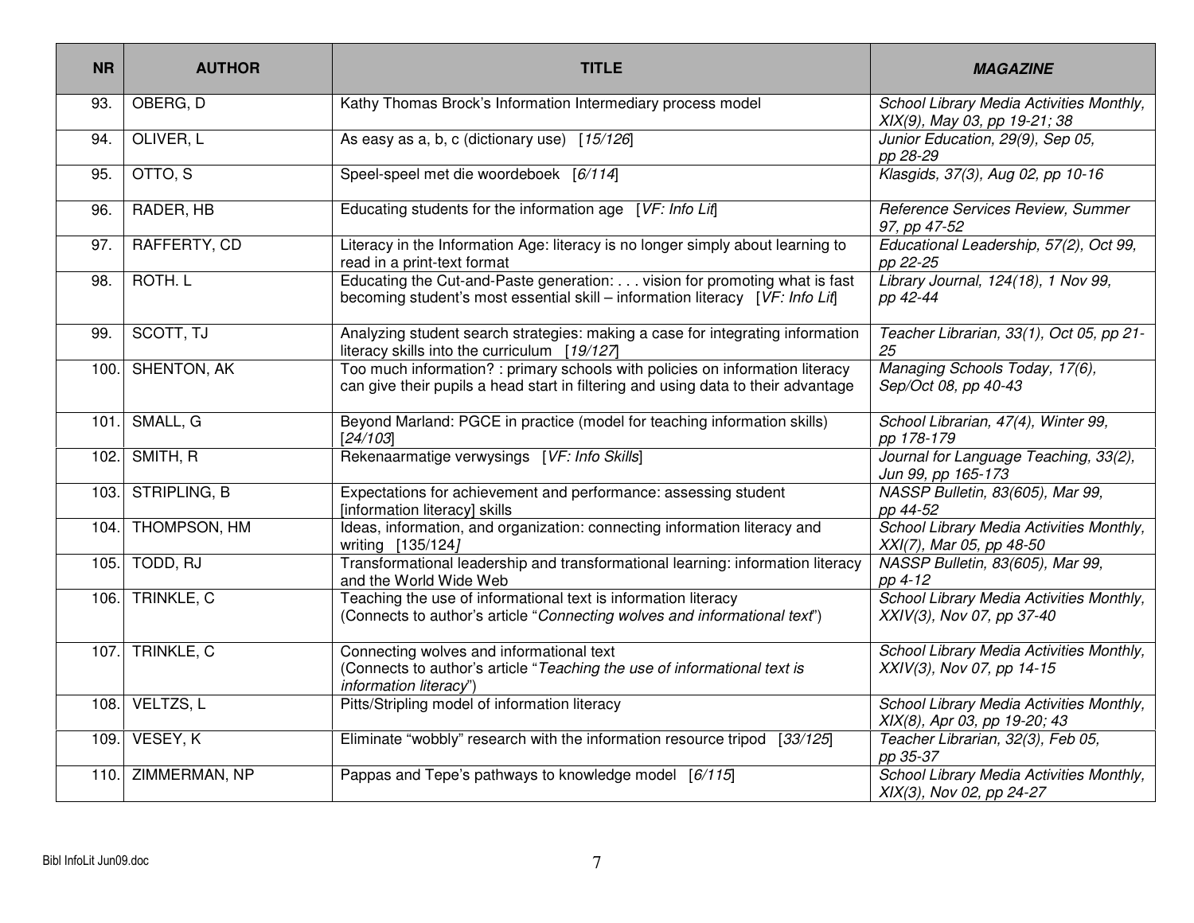| NR | AUTHOR | TITLE | *MAGAZINE* |
|---|---|---|---|
| 93. | OBERG, D | Kathy Thomas Brock's Information Intermediary process model | *School Library Media Activities Monthly, XIX(9), May 03, pp 19-21; 38* |
| 94. | OLIVER, L | As easy as a, b, c (dictionary use) [*15/126*] | *Junior Education, 29(9), Sep 05, pp 28-29* |
| 95. | OTTO, S | Speel-speel met die woordeboek [*6/114*] | *Klasgids, 37(3), Aug 02, pp 10-16* |
| 96. | RADER, HB | Educating students for the information age [*VF: Info Lit*] | *Reference Services Review, Summer 97, pp 47-52* |
| 97. | RAFFERTY, CD | Literacy in the Information Age: literacy is no longer simply about learning to read in a print-text format | *Educational Leadership, 57(2), Oct 99, pp 22-25* |
| 98. | ROTH. L | Educating the Cut-and-Paste generation: . . . vision for promoting what is fast becoming student's most essential skill – information literacy [*VF: Info Lit*] | *Library Journal, 124(18), 1 Nov 99, pp 42-44* |
| 99. | SCOTT, TJ | Analyzing student search strategies: making a case for integrating information literacy skills into the curriculum [*19/127*] | *Teacher Librarian, 33(1), Oct 05, pp 21-25* |
| 100. | SHENTON, AK | Too much information? : primary schools with policies on information literacy can give their pupils a head start in filtering and using data to their advantage | *Managing Schools Today, 17(6), Sep/Oct 08, pp 40-43* |
| 101. | SMALL, G | Beyond Marland: PGCE in practice (model for teaching information skills) [*24/103*] | *School Librarian, 47(4), Winter 99, pp 178-179* |
| 102. | SMITH, R | Rekenaarmatige verwysings [*VF: Info Skills*] | *Journal for Language Teaching, 33(2), Jun 99, pp 165-173* |
| 103. | STRIPLING, B | Expectations for achievement and performance: assessing student [information literacy] skills | *NASSP Bulletin, 83(605), Mar 99, pp 44-52* |
| 104. | THOMPSON, HM | Ideas, information, and organization: connecting information literacy and writing [135/124*]* | *School Library Media Activities Monthly, XXI(7), Mar 05, pp 48-50* |
| 105. | TODD, RJ | Transformational leadership and transformational learning: information literacy and the World Wide Web | *NASSP Bulletin, 83(605), Mar 99, pp 4-12* |
| 106. | TRINKLE, C | Teaching the use of informational text is information literacy (Connects to author's article "*Connecting wolves and informational text*") | *School Library Media Activities Monthly, XXIV(3), Nov 07, pp 37-40* |
| 107. | TRINKLE, C | Connecting wolves and informational text (Connects to author's article "*Teaching the use of informational text is information literacy*") | *School Library Media Activities Monthly, XXIV(3), Nov 07, pp 14-15* |
| 108. | VELTZS, L | Pitts/Stripling model of information literacy | *School Library Media Activities Monthly, XIX(8), Apr 03, pp 19-20; 43* |
| 109. | VESEY, K | Eliminate "wobbly" research with the information resource tripod [*33/125*] | *Teacher Librarian, 32(3), Feb 05, pp 35-37* |
| 110. | ZIMMERMAN, NP | Pappas and Tepe's pathways to knowledge model [*6/115*] | *School Library Media Activities Monthly, XIX(3), Nov 02, pp 24-27* |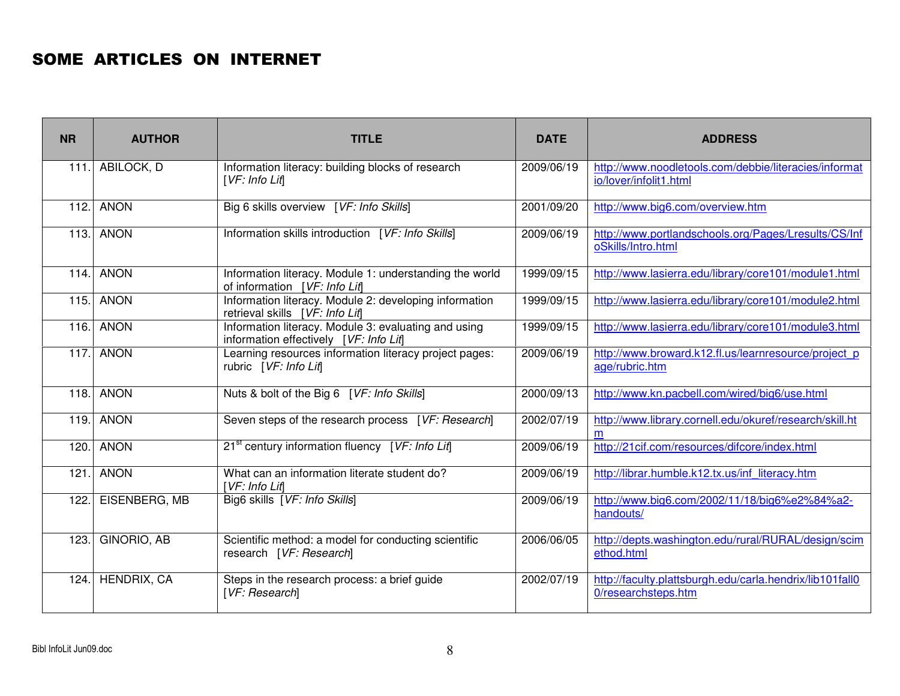# SOME ARTICLES ON INTERNET

| NR | AUTHOR | TITLE | DATE | ADDRESS |
|---|---|---|---|---|
| 111. | ABILOCK, D | Information literacy: building blocks of research [*VF: Info Lit*] | 2009/06/19 | http://www.noodletools.com/debbie/literacies/informatio/lover/infolit1.html |
| 112. | ANON | Big 6 skills overview [*VF: Info Skills*] | 2001/09/20 | http://www.big6.com/overview.htm |
| 113. | ANON | Information skills introduction [*VF: Info Skills*] | 2009/06/19 | http://www.portlandschools.org/Pages/Lresults/CS/InfoSkills/Intro.html |
| 114. | ANON | Information literacy. Module 1: understanding the world of information [*VF: Info Lit*] | 1999/09/15 | http://www.lasierra.edu/library/core101/module1.html |
| 115. | ANON | Information literacy. Module 2: developing information retrieval skills [*VF: Info Lit*] | 1999/09/15 | http://www.lasierra.edu/library/core101/module2.html |
| 116. | ANON | Information literacy. Module 3: evaluating and using information effectively [*VF: Info Lit*] | 1999/09/15 | http://www.lasierra.edu/library/core101/module3.html |
| 117. | ANON | Learning resources information literacy project pages: rubric [*VF: Info Lit*] | 2009/06/19 | http://www.broward.k12.fl.us/learnresource/project_page/rubric.htm |
| 118. | ANON | Nuts & bolt of the Big 6 [*VF: Info Skills*] | 2000/09/13 | http://www.kn.pacbell.com/wired/big6/use.html |
| 119. | ANON | Seven steps of the research process [*VF: Research*] | 2002/07/19 | http://www.library.cornell.edu/okuref/research/skill.htm |
| 120. | ANON | 21st century information fluency [*VF: Info Lit*] | 2009/06/19 | http://21cif.com/resources/difcore/index.html |
| 121. | ANON | What can an information literate student do? [*VF: Info Lit*] | 2009/06/19 | http://librar.humble.k12.tx.us/inf_literacy.htm |
| 122. | EISENBERG, MB | Big6 skills [*VF: Info Skills*] | 2009/06/19 | http://www.big6.com/2002/11/18/big6%e2%84%a2-handouts/ |
| 123. | GINORIO, AB | Scientific method: a model for conducting scientific research [*VF: Research*] | 2006/06/05 | http://depts.washington.edu/rural/RURAL/design/scimethod.html |
| 124. | HENDRIX, CA | Steps in the research process: a brief guide [*VF: Research*] | 2002/07/19 | http://faculty.plattsburgh.edu/carla.hendrix/lib101fall00/researchsteps.htm |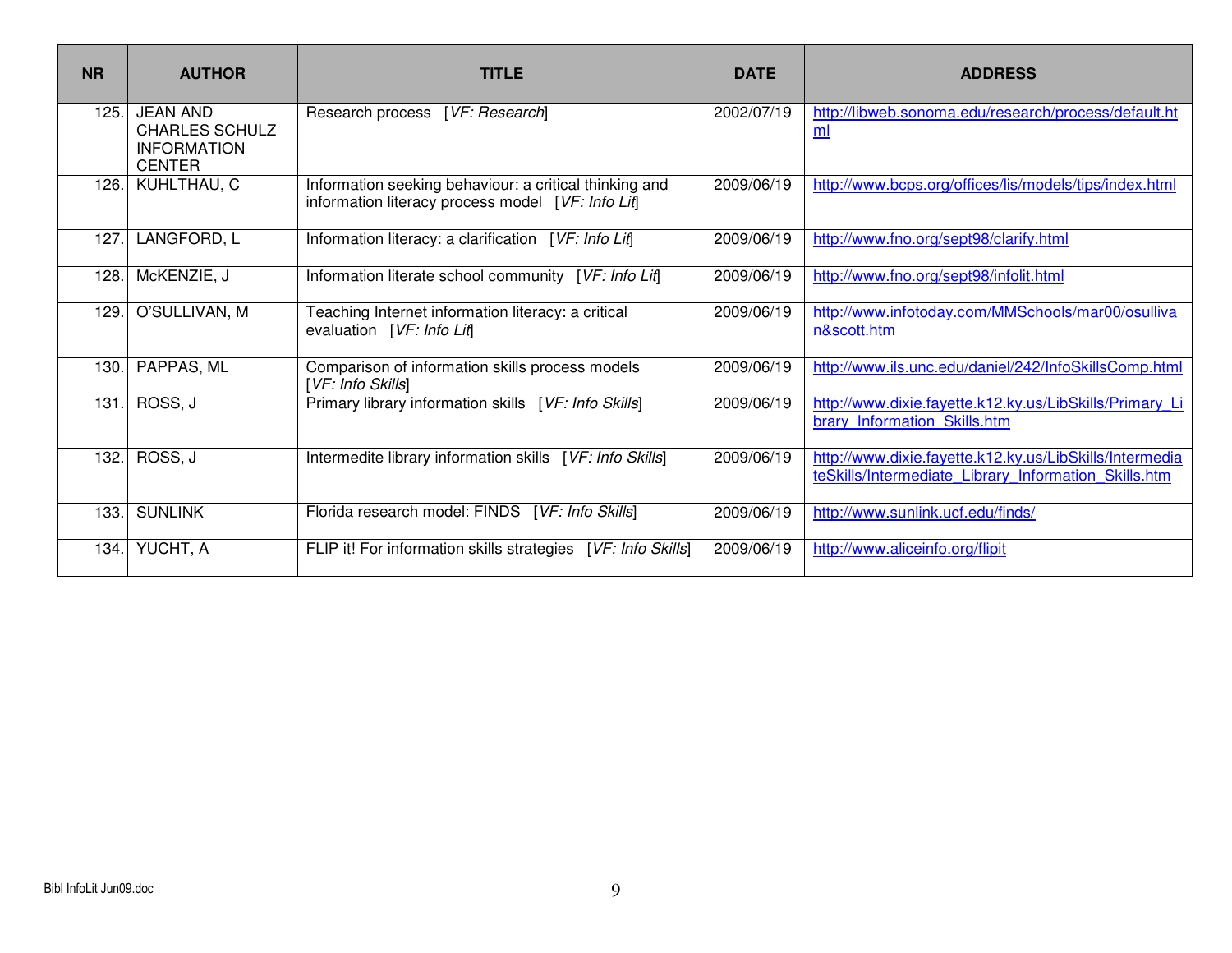| NR | AUTHOR | TITLE | DATE | ADDRESS |
|---|---|---|---|---|
| 125. | JEAN AND CHARLES SCHULZ INFORMATION CENTER | Research process [*VF: Research*] | 2002/07/19 | http://libweb.sonoma.edu/research/process/default.html |
| 126. | KUHLTHAU, C | Information seeking behaviour: a critical thinking and information literacy process model [*VF: Info Lit*] | 2009/06/19 | http://www.bcps.org/offices/lis/models/tips/index.html |
| 127. | LANGFORD, L | Information literacy: a clarification [*VF: Info Lit*] | 2009/06/19 | http://www.fno.org/sept98/clarify.html |
| 128. | McKENZIE, J | Information literate school community [*VF: Info Lit*] | 2009/06/19 | http://www.fno.org/sept98/infolit.html |
| 129. | O'SULLIVAN, M | Teaching Internet information literacy: a critical evaluation [*VF: Info Lit*] | 2009/06/19 | http://www.infotoday.com/MMSchools/mar00/osullivan&scott.htm |
| 130. | PAPPAS, ML | Comparison of information skills process models [*VF: Info Skills*] | 2009/06/19 | http://www.ils.unc.edu/daniel/242/InfoSkillsComp.html |
| 131. | ROSS, J | Primary library information skills [*VF: Info Skills*] | 2009/06/19 | http://www.dixie.fayette.k12.ky.us/LibSkills/Primary_Library_Information_Skills.htm |
| 132. | ROSS, J | Intermedite library information skills [*VF: Info Skills*] | 2009/06/19 | http://www.dixie.fayette.k12.ky.us/LibSkills/IntermediateSkills/Intermediate_Library_Information_Skills.htm |
| 133. | SUNLINK | Florida research model: FINDS [*VF: Info Skills*] | 2009/06/19 | http://www.sunlink.ucf.edu/finds/ |
| 134. | YUCHT, A | FLIP it! For information skills strategies [*VF: Info Skills*] | 2009/06/19 | http://www.aliceinfo.org/flipit |